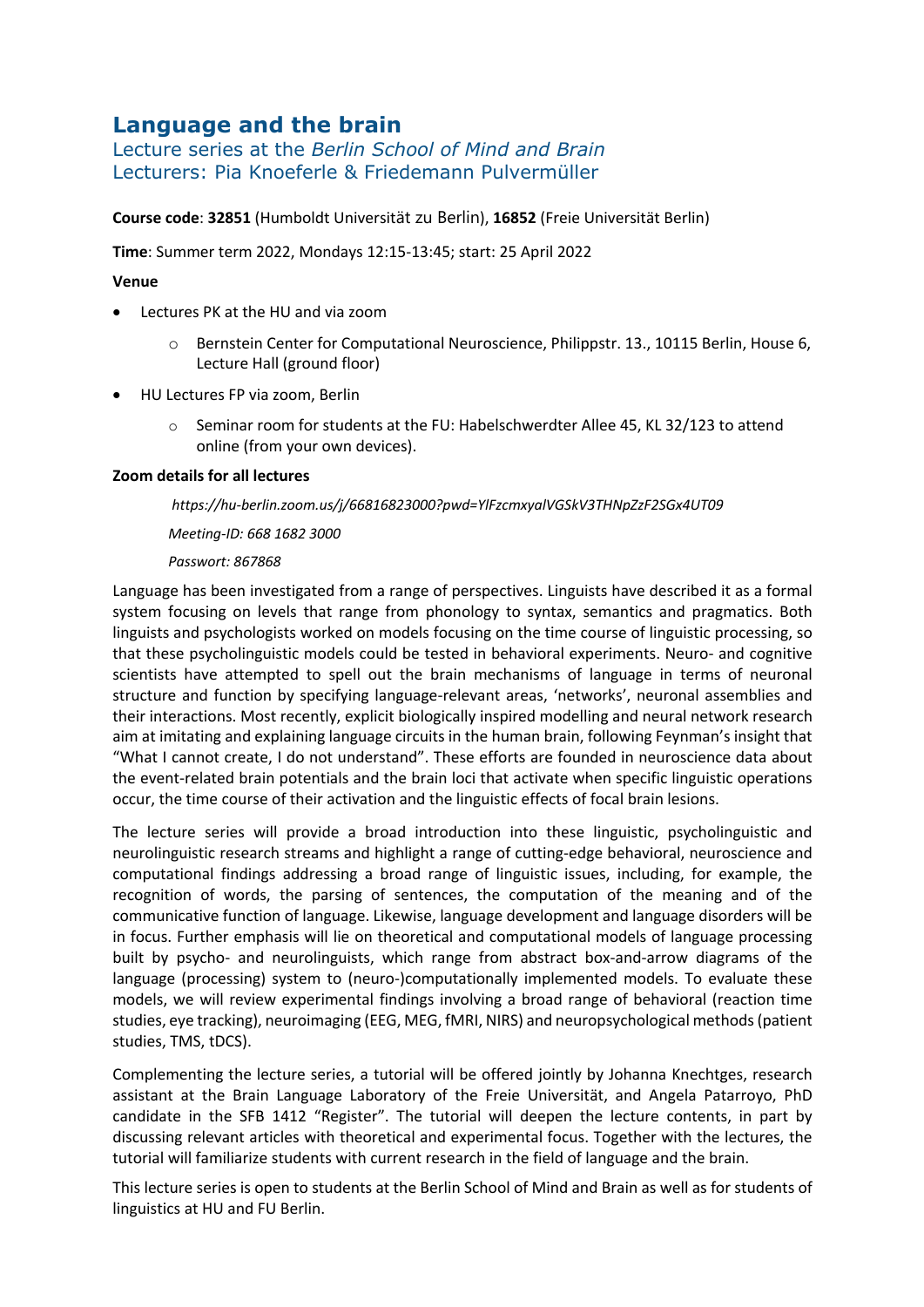# Language and the brain

## Lecture series at the *Berlin School of Mind and Brain*

## Lecturers: Pia Knoeferle & Friedemann Pulvermüller

**Course code**: **32851** (Humboldt Universität zu Berlin), **16852** (Freie Universität Berlin)

**Time**: Summer term 2022, Mondays 12:15-13:45; start: 25 April 2022

**Venue**

- Lectures PK at the HU and via zoom
  - Bernstein Center for Computational Neuroscience, Philippstr. 13., 10115 Berlin, House 6, Lecture Hall (ground floor)
- HU Lectures FP via zoom, Berlin
  - Seminar room for students at the FU: Habelschwerdter Allee 45, KL 32/123 to attend online (from your own devices).

**Zoom details for all lectures**

*https://hu-berlin.zoom.us/j/66816823000?pwd=YlFzcmxyalVGSkV3THNpZzF2SGx4UT09*

*Meeting-ID: 668 1682 3000*

*Passwort: 867868*

Language has been investigated from a range of perspectives. Linguists have described it as a formal system focusing on levels that range from phonology to syntax, semantics and pragmatics. Both linguists and psychologists worked on models focusing on the time course of linguistic processing, so that these psycholinguistic models could be tested in behavioral experiments. Neuro- and cognitive scientists have attempted to spell out the brain mechanisms of language in terms of neuronal structure and function by specifying language-relevant areas, 'networks', neuronal assemblies and their interactions. Most recently, explicit biologically inspired modelling and neural network research aim at imitating and explaining language circuits in the human brain, following Feynman's insight that "What I cannot create, I do not understand". These efforts are founded in neuroscience data about the event-related brain potentials and the brain loci that activate when specific linguistic operations occur, the time course of their activation and the linguistic effects of focal brain lesions.

The lecture series will provide a broad introduction into these linguistic, psycholinguistic and neurolinguistic research streams and highlight a range of cutting-edge behavioral, neuroscience and computational findings addressing a broad range of linguistic issues, including, for example, the recognition of words, the parsing of sentences, the computation of the meaning and of the communicative function of language. Likewise, language development and language disorders will be in focus. Further emphasis will lie on theoretical and computational models of language processing built by psycho- and neurolinguists, which range from abstract box-and-arrow diagrams of the language (processing) system to (neuro-)computationally implemented models. To evaluate these models, we will review experimental findings involving a broad range of behavioral (reaction time studies, eye tracking), neuroimaging (EEG, MEG, fMRI, NIRS) and neuropsychological methods (patient studies, TMS, tDCS).

Complementing the lecture series, a tutorial will be offered jointly by Johanna Knechtges, research assistant at the Brain Language Laboratory of the Freie Universität, and Angela Patarroyo, PhD candidate in the SFB 1412 "Register". The tutorial will deepen the lecture contents, in part by discussing relevant articles with theoretical and experimental focus. Together with the lectures, the tutorial will familiarize students with current research in the field of language and the brain.

This lecture series is open to students at the Berlin School of Mind and Brain as well as for students of linguistics at HU and FU Berlin.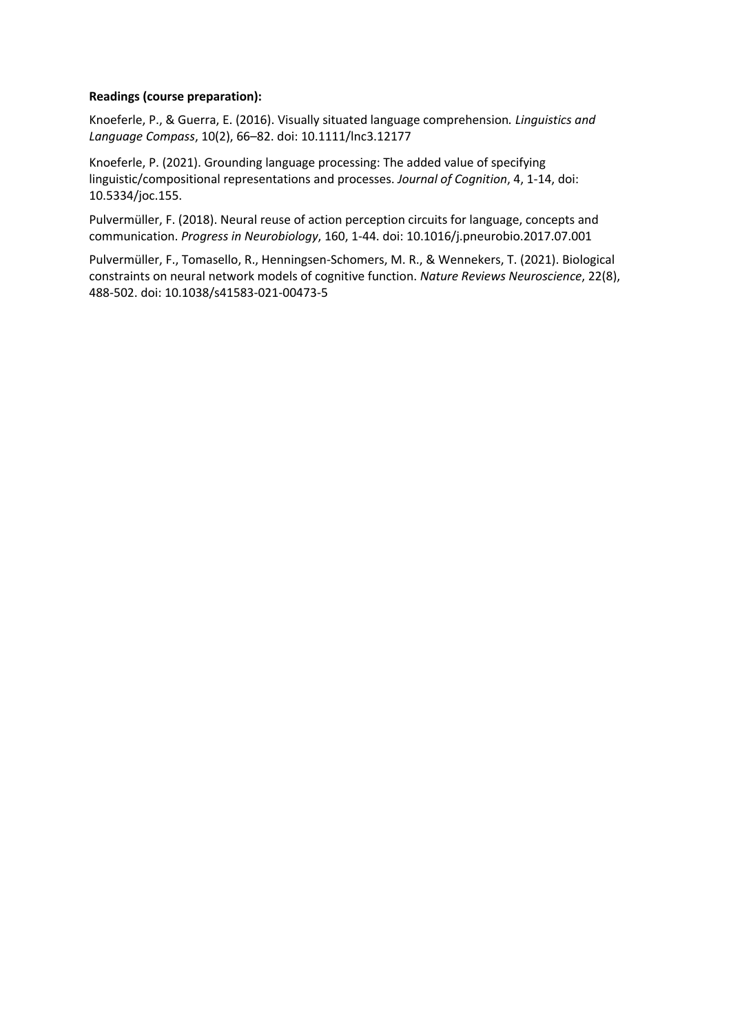**Readings (course preparation):**

Knoeferle, P., & Guerra, E. (2016). Visually situated language comprehension*. Linguistics and Language Compass*, 10(2), 66–82. doi: 10.1111/lnc3.12177

Knoeferle, P. (2021). Grounding language processing: The added value of specifying linguistic/compositional representations and processes. *Journal of Cognition*, 4, 1-14, doi: 10.5334/joc.155.

Pulvermüller, F. (2018). Neural reuse of action perception circuits for language, concepts and communication. *Progress in Neurobiology*, 160, 1-44. doi: 10.1016/j.pneurobio.2017.07.001

Pulvermüller, F., Tomasello, R., Henningsen-Schomers, M. R., & Wennekers, T. (2021). Biological constraints on neural network models of cognitive function. *Nature Reviews Neuroscience*, 22(8), 488-502. doi: 10.1038/s41583-021-00473-5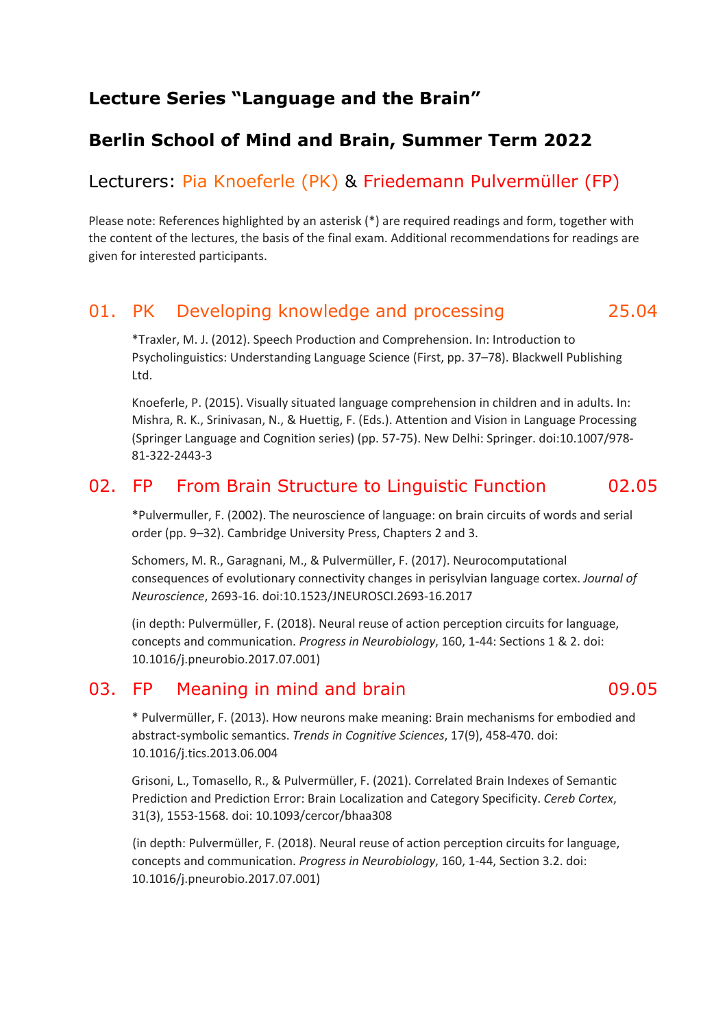# Lecture Series "Language and the Brain"

## Berlin School of Mind and Brain, Summer Term 2022

### Lecturers: Pia Knoeferle (PK) & Friedemann Pulvermüller (FP)

Please note: References highlighted by an asterisk (*) are required readings and form, together with the content of the lectures, the basis of the final exam. Additional recommendations for readings are given for interested participants.

## 01. PK Developing knowledge and processing 25.04

*Traxler, M. J. (2012). Speech Production and Comprehension. In: Introduction to Psycholinguistics: Understanding Language Science (First, pp. 37–78). Blackwell Publishing Ltd.

Knoeferle, P. (2015). Visually situated language comprehension in children and in adults. In: Mishra, R. K., Srinivasan, N., & Huettig, F. (Eds.). Attention and Vision in Language Processing (Springer Language and Cognition series) (pp. 57-75). New Delhi: Springer. doi:10.1007/978-81-322-2443-3

## 02. FP From Brain Structure to Linguistic Function 02.05

*Pulvermuller, F. (2002). The neuroscience of language: on brain circuits of words and serial order (pp. 9–32). Cambridge University Press, Chapters 2 and 3.

Schomers, M. R., Garagnani, M., & Pulvermüller, F. (2017). Neurocomputational consequences of evolutionary connectivity changes in perisylvian language cortex. *Journal of Neuroscience*, 2693-16. doi:10.1523/JNEUROSCI.2693-16.2017

(in depth: Pulvermüller, F. (2018). Neural reuse of action perception circuits for language, concepts and communication. *Progress in Neurobiology*, 160, 1-44: Sections 1 & 2. doi: 10.1016/j.pneurobio.2017.07.001)

## 03. FP Meaning in mind and brain 09.05

* Pulvermüller, F. (2013). How neurons make meaning: Brain mechanisms for embodied and abstract-symbolic semantics. *Trends in Cognitive Sciences*, 17(9), 458-470. doi: 10.1016/j.tics.2013.06.004

Grisoni, L., Tomasello, R., & Pulvermüller, F. (2021). Correlated Brain Indexes of Semantic Prediction and Prediction Error: Brain Localization and Category Specificity. *Cereb Cortex*, 31(3), 1553-1568. doi: 10.1093/cercor/bhaa308

(in depth: Pulvermüller, F. (2018). Neural reuse of action perception circuits for language, concepts and communication. *Progress in Neurobiology*, 160, 1-44, Section 3.2. doi: 10.1016/j.pneurobio.2017.07.001)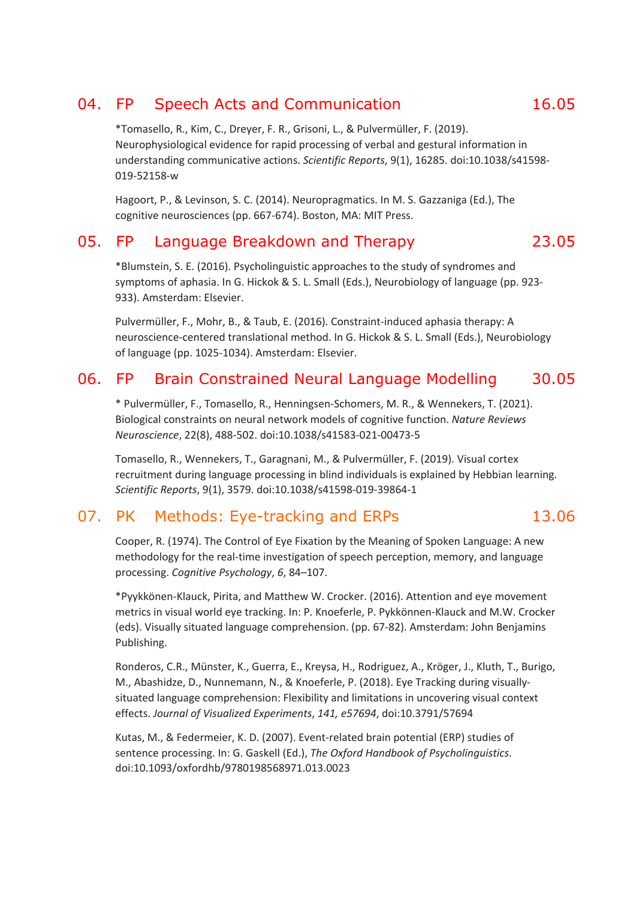## 04. FP Speech Acts and Communication 16.05

*Tomasello, R., Kim, C., Dreyer, F. R., Grisoni, L., & Pulvermüller, F. (2019). Neurophysiological evidence for rapid processing of verbal and gestural information in understanding communicative actions. *Scientific Reports*, 9(1), 16285. doi:10.1038/s41598-019-52158-w

Hagoort, P., & Levinson, S. C. (2014). Neuropragmatics. In M. S. Gazzaniga (Ed.), The cognitive neurosciences (pp. 667-674). Boston, MA: MIT Press.

## 05. FP Language Breakdown and Therapy 23.05

*Blumstein, S. E. (2016). Psycholinguistic approaches to the study of syndromes and symptoms of aphasia. In G. Hickok & S. L. Small (Eds.), Neurobiology of language (pp. 923-933). Amsterdam: Elsevier.

Pulvermüller, F., Mohr, B., & Taub, E. (2016). Constraint-induced aphasia therapy: A neuroscience-centered translational method. In G. Hickok & S. L. Small (Eds.), Neurobiology of language (pp. 1025-1034). Amsterdam: Elsevier.

## 06. FP Brain Constrained Neural Language Modelling 30.05

* Pulvermüller, F., Tomasello, R., Henningsen-Schomers, M. R., & Wennekers, T. (2021). Biological constraints on neural network models of cognitive function. *Nature Reviews Neuroscience*, 22(8), 488-502. doi:10.1038/s41583-021-00473-5

Tomasello, R., Wennekers, T., Garagnani, M., & Pulvermüller, F. (2019). Visual cortex recruitment during language processing in blind individuals is explained by Hebbian learning. *Scientific Reports*, 9(1), 3579. doi:10.1038/s41598-019-39864-1

## 07. PK Methods: Eye-tracking and ERPs 13.06

Cooper, R. (1974). The Control of Eye Fixation by the Meaning of Spoken Language: A new methodology for the real-time investigation of speech perception, memory, and language processing. *Cognitive Psychology*, *6*, 84–107.

*Pyykkönen-Klauck, Pirita, and Matthew W. Crocker. (2016). Attention and eye movement metrics in visual world eye tracking. In: P. Knoeferle, P. Pykkönnen-Klauck and M.W. Crocker (eds). Visually situated language comprehension. (pp. 67-82). Amsterdam: John Benjamins Publishing.

Ronderos, C.R., Münster, K., Guerra, E., Kreysa, H., Rodriguez, A., Kröger, J., Kluth, T., Burigo, M., Abashidze, D., Nunnemann, N., & Knoeferle, P. (2018). Eye Tracking during visually-situated language comprehension: Flexibility and limitations in uncovering visual context effects. *Journal of Visualized Experiments*, *141, e57694*, doi:10.3791/57694

Kutas, M., & Federmeier, K. D. (2007). Event-related brain potential (ERP) studies of sentence processing. In: G. Gaskell (Ed.), *The Oxford Handbook of Psycholinguistics*. doi:10.1093/oxfordhb/9780198568971.013.0023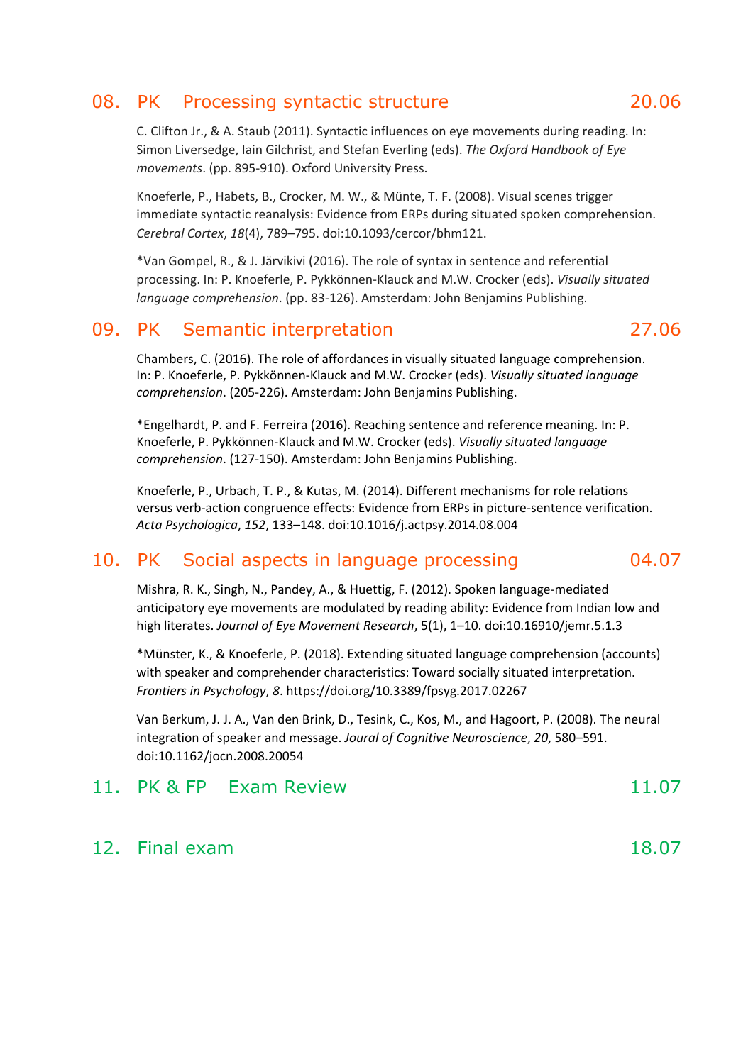## 08. PK Processing syntactic structure 20.06

C. Clifton Jr., & A. Staub (2011). Syntactic influences on eye movements during reading. In: Simon Liversedge, Iain Gilchrist, and Stefan Everling (eds). *The Oxford Handbook of Eye movements*. (pp. 895-910). Oxford University Press.

Knoeferle, P., Habets, B., Crocker, M. W., & Münte, T. F. (2008). Visual scenes trigger immediate syntactic reanalysis: Evidence from ERPs during situated spoken comprehension. *Cerebral Cortex*, *18*(4), 789–795. doi:10.1093/cercor/bhm121.

*Van Gompel, R., & J. Järvikivi (2016). The role of syntax in sentence and referential processing. In: P. Knoeferle, P. Pykkönnen-Klauck and M.W. Crocker (eds). *Visually situated language comprehension*. (pp. 83-126). Amsterdam: John Benjamins Publishing.

## 09. PK Semantic interpretation 27.06

Chambers, C. (2016). The role of affordances in visually situated language comprehension. In: P. Knoeferle, P. Pykkönnen-Klauck and M.W. Crocker (eds). *Visually situated language comprehension*. (205-226). Amsterdam: John Benjamins Publishing.

*Engelhardt, P. and F. Ferreira (2016). Reaching sentence and reference meaning. In: P. Knoeferle, P. Pykkönnen-Klauck and M.W. Crocker (eds). *Visually situated language comprehension*. (127-150). Amsterdam: John Benjamins Publishing.

Knoeferle, P., Urbach, T. P., & Kutas, M. (2014). Different mechanisms for role relations versus verb-action congruence effects: Evidence from ERPs in picture-sentence verification. *Acta Psychologica*, *152*, 133–148. doi:10.1016/j.actpsy.2014.08.004

## 10. PK Social aspects in language processing 04.07

Mishra, R. K., Singh, N., Pandey, A., & Huettig, F. (2012). Spoken language-mediated anticipatory eye movements are modulated by reading ability: Evidence from Indian low and high literates. *Journal of Eye Movement Research*, 5(1), 1–10. doi:10.16910/jemr.5.1.3

*Münster, K., & Knoeferle, P. (2018). Extending situated language comprehension (accounts) with speaker and comprehender characteristics: Toward socially situated interpretation. *Frontiers in Psychology*, *8*. https://doi.org/10.3389/fpsyg.2017.02267

Van Berkum, J. J. A., Van den Brink, D., Tesink, C., Kos, M., and Hagoort, P. (2008). The neural integration of speaker and message. *Joural of Cognitive Neuroscience*, *20*, 580–591. doi:10.1162/jocn.2008.20054

## 11. PK & FP Exam Review 11.07

## 12. Final exam 18.07